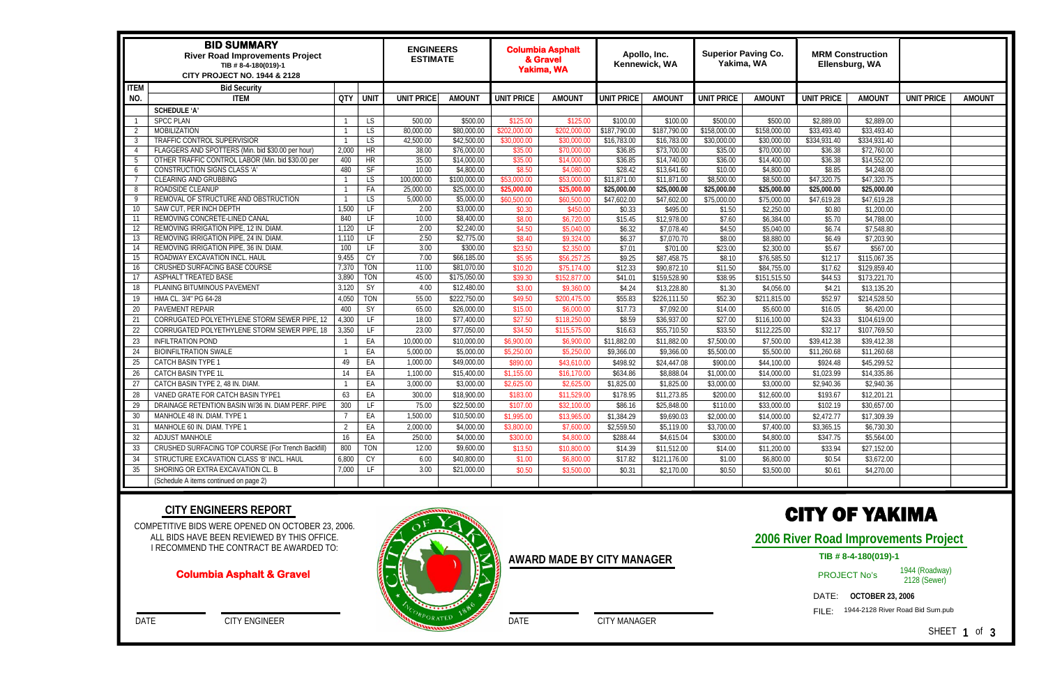| **BID SUMMARY** River Road Improvements Project TIB # 8-4-180(019)-1 CITY PROJECT NO. 1944 & 2128 | | | | ENGINEERS ESTIMATE | | Columbia Asphalt & Gravel Yakima, WA | | Apollo, Inc. Kennewick, WA | | Superior Paving Co. Yakima, WA | | MRM Construction Ellensburg, WA | | | |
|---|---|---|---|---|---|---|---|---|---|---|---|---|---|---|---|
| **ITEM** | Bid Security | | | | | | | | | | | | | | |
| **NO.** | **ITEM** | **QTY** | **UNIT** | **UNIT PRICE** | **AMOUNT** | **UNIT PRICE** | **AMOUNT** | **UNIT PRICE** | **AMOUNT** | **UNIT PRICE** | **AMOUNT** | **UNIT PRICE** | **AMOUNT** | **UNIT PRICE** | **AMOUNT** |
| | **SCHEDULE 'A'** | | | | | | | | | | | | | | |
| 1 | SPCC PLAN | 1 | LS | 500.00 | $500.00 | $125.00 | $125.00 | $100.00 | $100.00 | $500.00 | $500.00 | $2,889.00 | $2,889.00 | | |
| 2 | MOBILIZATION | 1 | LS | 80,000.00 | $80,000.00 | $202,000.00 | $202,000.00 | $187,790.00 | $187,790.00 | $158,000.00 | $158,000.00 | $33,493.40 | $33,493.40 | | |
| 3 | TRAFFIC CONTROL SUPERVISIOR | 1 | LS | 42,500.00 | $42,500.00 | $30,000.00 | $30,000.00 | $16,783.00 | $16,783.00 | $30,000.00 | $30,000.00 | $334,931.40 | $334,931.40 | | |
| 4 | FLAGGERS AND SPOTTERS (Min. bid $30.00 per hour) | 2,000 | HR | 38.00 | $76,000.00 | $35.00 | $70,000.00 | $36.85 | $73,700.00 | $35.00 | $70,000.00 | $36.38 | $72,760.00 | | |
| 5 | OTHER TRAFFIC CONTROL LABOR (Min. bid $30.00 per | 400 | HR | 35.00 | $14,000.00 | $35.00 | $14,000.00 | $36.85 | $14,740.00 | $36.00 | $14,400.00 | $36.38 | $14,552.00 | | |
| 6 | CONSTRUCTION SIGNS CLASS 'A' | 480 | SF | 10.00 | $4,800.00 | $8.50 | $4,080.00 | $28.42 | $13,641.60 | $10.00 | $4,800.00 | $8.85 | $4,248.00 | | |
| 7 | CLEARING AND GRUBBING | 1 | LS | 100,000.00 | $100,000.00 | $53,000.00 | $53,000.00 | $11,871.00 | $11,871.00 | $8,500.00 | $8,500.00 | $47,320.75 | $47,320.75 | | |
| 8 | ROADSIDE CLEANUP | 1 | FA | 25,000.00 | $25,000.00 | **$25,000.00** | **$25,000.00** | **$25,000.00** | **$25,000.00** | **$25,000.00** | **$25,000.00** | **$25,000.00** | **$25,000.00** | | |
| 9 | REMOVAL OF STRUCTURE AND OBSTRUCTION | 1 | LS | 5,000.00 | $5,000.00 | $60,500.00 | $60,500.00 | $47,602.00 | $47,602.00 | $75,000.00 | $75,000.00 | $47,619.28 | $47,619.28 | | |
| 10 | SAW CUT, PER INCH DEPTH | 1,500 | LF | 2.00 | $3,000.00 | $0.30 | $450.00 | $0.33 | $495.00 | $1.50 | $2,250.00 | $0.80 | $1,200.00 | | |
| 11 | REMOVING CONCRETE-LINED CANAL | 840 | LF | 10.00 | $8,400.00 | $8.00 | $6,720.00 | $15.45 | $12,978.00 | $7.60 | $6,384.00 | $5.70 | $4,788.00 | | |
| 12 | REMOVING IRRIGATION PIPE, 12 IN. DIAM. | 1,120 | LF | 2.00 | $2,240.00 | $4.50 | $5,040.00 | $6.32 | $7,078.40 | $4.50 | $5,040.00 | $6.74 | $7,548.80 | | |
| 13 | REMOVING IRRIGATION PIPE, 24 IN. DIAM. | 1,110 | LF | 2.50 | $2,775.00 | $8.40 | $9,324.00 | $6.37 | $7,070.70 | $8.00 | $8,880.00 | $6.49 | $7,203.90 | | |
| 14 | REMOVING IRRIGATION PIPE, 36 IN. DIAM. | 100 | LF | 3.00 | $300.00 | $23.50 | $2,350.00 | $7.01 | $701.00 | $23.00 | $2,300.00 | $5.67 | $567.00 | | |
| 15 | ROADWAY EXCAVATION INCL. HAUL | 9,455 | CY | 7.00 | $66,185.00 | $5.95 | $56,257.25 | $9.25 | $87,458.75 | $8.10 | $76,585.50 | $12.17 | $115,067.35 | | |
| 16 | CRUSHED SURFACING BASE COURSE | 7,370 | TON | 11.00 | $81,070.00 | $10.20 | $75,174.00 | $12.33 | $90,872.10 | $11.50 | $84,755.00 | $17.62 | $129,859.40 | | |
| 17 | ASPHALT TREATED BASE | 3,890 | TON | 45.00 | $175,050.00 | $39.30 | $152,877.00 | $41.01 | $159,528.90 | $38.95 | $151,515.50 | $44.53 | $173,221.70 | | |
| 18 | PLANING BITUMINOUS PAVEMENT | 3,120 | SY | 4.00 | $12,480.00 | $3.00 | $9,360.00 | $4.24 | $13,228.80 | $1.30 | $4,056.00 | $4.21 | $13,135.20 | | |
| 19 | HMA CL. 3/4" PG 64-28 | 4,050 | TON | 55.00 | $222,750.00 | $49.50 | $200,475.00 | $55.83 | $226,111.50 | $52.30 | $211,815.00 | $52.97 | $214,528.50 | | |
| 20 | PAVEMENT REPAIR | 400 | SY | 65.00 | $26,000.00 | $15.00 | $6,000.00 | $17.73 | $7,092.00 | $14.00 | $5,600.00 | $16.05 | $6,420.00 | | |
| 21 | CORRUGATED POLYETHYLENE STORM SEWER PIPE, 12 | 4,300 | LF | 18.00 | $77,400.00 | $27.50 | $118,250.00 | $8.59 | $36,937.00 | $27.00 | $116,100.00 | $24.33 | $104,619.00 | | |
| 22 | CORRUGATED POLYETHYLENE STORM SEWER PIPE, 18 | 3,350 | LF | 23.00 | $77,050.00 | $34.50 | $115,575.00 | $16.63 | $55,710.50 | $33.50 | $112,225.00 | $32.17 | $107,769.50 | | |
| 23 | INFILTRATION POND | 1 | EA | 10,000.00 | $10,000.00 | $6,900.00 | $6,900.00 | $11,882.00 | $11,882.00 | $7,500.00 | $7,500.00 | $39,412.38 | $39,412.38 | | |
| 24 | BIOINFILTRATION SWALE | 1 | EA | 5,000.00 | $5,000.00 | $5,250.00 | $5,250.00 | $9,366.00 | $9,366.00 | $5,500.00 | $5,500.00 | $11,260.68 | $11,260.68 | | |
| 25 | CATCH BASIN TYPE 1 | 49 | EA | 1,000.00 | $49,000.00 | $890.00 | $43,610.00 | $498.92 | $24,447.08 | $900.00 | $44,100.00 | $924.48 | $45,299.52 | | |
| 26 | CATCH BASIN TYPE 1L | 14 | EA | 1,100.00 | $15,400.00 | $1,155.00 | $16,170.00 | $634.86 | $8,888.04 | $1,000.00 | $14,000.00 | $1,023.99 | $14,335.86 | | |
| 27 | CATCH BASIN TYPE 2, 48 IN. DIAM. | 1 | EA | 3,000.00 | $3,000.00 | $2,625.00 | $2,625.00 | $1,825.00 | $1,825.00 | $3,000.00 | $3,000.00 | $2,940.36 | $2,940.36 | | |
| 28 | VANED GRATE FOR CATCH BASIN TYPE1 | 63 | EA | 300.00 | $18,900.00 | $183.00 | $11,529.00 | $178.95 | $11,273.85 | $200.00 | $12,600.00 | $193.67 | $12,201.21 | | |
| 29 | DRAINAGE RETENTION BASIN W/36 IN. DIAM PERF. PIPE | 300 | LF | 75.00 | $22,500.00 | $107.00 | $32,100.00 | $86.16 | $25,848.00 | $110.00 | $33,000.00 | $102.19 | $30,657.00 | | |
| 30 | MANHOLE 48 IN. DIAM. TYPE 1 | 7 | EA | 1,500.00 | $10,500.00 | $1,995.00 | $13,965.00 | $1,384.29 | $9,690.03 | $2,000.00 | $14,000.00 | $2,472.77 | $17,309.39 | | |
| 31 | MANHOLE 60 IN. DIAM. TYPE 1 | 2 | EA | 2,000.00 | $4,000.00 | $3,800.00 | $7,600.00 | $2,559.50 | $5,119.00 | $3,700.00 | $7,400.00 | $3,365.15 | $6,730.30 | | |
| 32 | ADJUST MANHOLE | 16 | EA | 250.00 | $4,000.00 | $300.00 | $4,800.00 | $288.44 | $4,615.04 | $300.00 | $4,800.00 | $347.75 | $5,564.00 | | |
| 33 | CRUSHED SURFACING TOP COURSE (For Trench Backfill) | 800 | TON | 12.00 | $9,600.00 | $13.50 | $10,800.00 | $14.39 | $11,512.00 | $14.00 | $11,200.00 | $33.94 | $27,152.00 | | |
| 34 | STRUCTURE EXCAVATION CLASS 'B' INCL. HAUL | 6,800 | CY | 6.00 | $40,800.00 | $1.00 | $6,800.00 | $17.82 | $121,176.00 | $1.00 | $6,800.00 | $0.54 | $3,672.00 | | |
| 35 | SHORING OR EXTRA EXCAVATION CL. B | 7,000 | LF | 3.00 | $21,000.00 | $0.50 | $3,500.00 | $0.31 | $2,170.00 | $0.50 | $3,500.00 | $0.61 | $4,270.00 | | |
| | (Schedule A items continued on page 2) | | | | | | | | | | | | | | |

## CITY ENGINEERS REPORT

COMPETITIVE BIDS WERE OPENED ON OCTOBER 23, 2006.
ALL BIDS HAVE BEEN REVIEWED BY THIS OFFICE.
I RECOMMEND THE CONTRACT BE AWARDED TO:

**Columbia Asphalt & Gravel**

DATE CITY ENGINEER

**AWARD MADE BY CITY MANAGER**

DATE CITY MANAGER

# CITY OF YAKIMA

## 2006 River Road Improvements Project

**TIB # 8-4-180(019)-1**

PROJECT No's 1944 (Roadway) 2128 (Sewer)

DATE: **OCTOBER 23, 2006**

FILE: 1944-2128 River Road Bid Sum.pub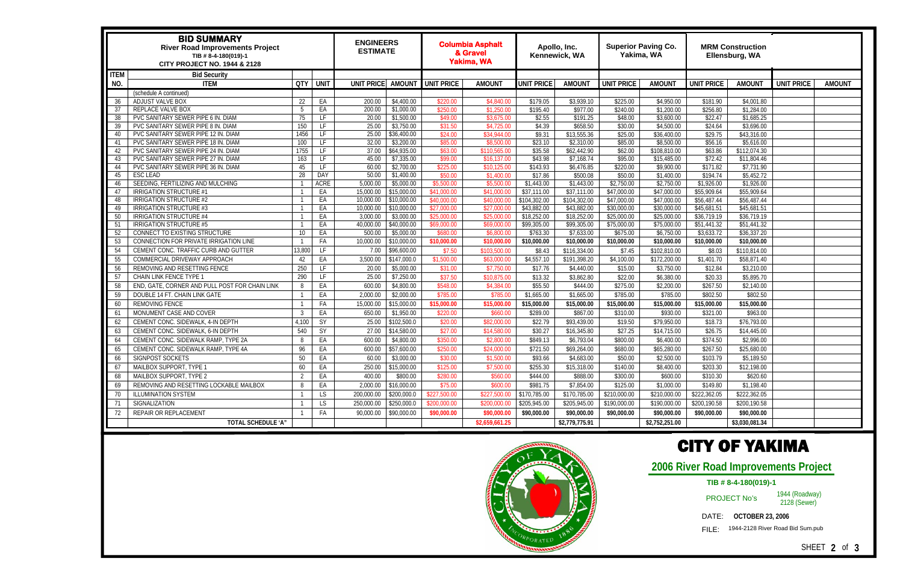| **BID SUMMARY** River Road Improvements Project TIB # 8-4-180(019)-1 CITY PROJECT NO. 1944 & 2128 | | | | ENGINEERS ESTIMATE | | Columbia Asphalt & Gravel Yakima, WA | | Apollo, Inc. Kennewick, WA | | Superior Paving Co. Yakima, WA | | MRM Construction Ellensburg, WA | | | |
|---|---|---|---|---|---|---|---|---|---|---|---|---|---|---|---|
| ITEM | Bid Security | | | | | | | | | | | | | | |
| NO. | ITEM | QTY | UNIT | UNIT PRICE | AMOUNT | UNIT PRICE | AMOUNT | UNIT PRICE | AMOUNT | UNIT PRICE | AMOUNT | UNIT PRICE | AMOUNT | UNIT PRICE | AMOUNT |
| | (schedule A continued) | | | | | | | | | | | | | | |
| 36 | ADJUST VALVE BOX | 22 | EA | 200.00 | $4,400.00 | $220.00 | $4,840.00 | $179.05 | $3,939.10 | $225.00 | $4,950.00 | $181.90 | $4,001.80 | | |
| 37 | REPLACE VALVE BOX | 5 | EA | 200.00 | $1,000.00 | $250.00 | $1,250.00 | $195.40 | $977.00 | $240.00 | $1,200.00 | $256.80 | $1,284.00 | | |
| 38 | PVC SANITARY SEWER PIPE 6 IN. DIAM | 75 | LF | 20.00 | $1,500.00 | $49.00 | $3,675.00 | $2.55 | $191.25 | $48.00 | $3,600.00 | $22.47 | $1,685.25 | | |
| 39 | PVC SANITARY SEWER PIPE 8 IN. DIAM | 150 | LF | 25.00 | $3,750.00 | $31.50 | $4,725.00 | $4.39 | $658.50 | $30.00 | $4,500.00 | $24.64 | $3,696.00 | | |
| 40 | PVC SANITARY SEWER PIPE 12 IN. DIAM | 1456 | LF | 25.00 | $36,400.00 | $24.00 | $34,944.00 | $9.31 | $13,555.36 | $25.00 | $36,400.00 | $29.75 | $43,316.00 | | |
| 41 | PVC SANITARY SEWER PIPE 18 IN. DIAM | 100 | LF | 32.00 | $3,200.00 | $85.00 | $8,500.00 | $23.10 | $2,310.00 | $85.00 | $8,500.00 | $56.16 | $5,616.00 | | |
| 42 | PVC SANITARY SEWER PIPE 24 IN. DIAM | 1755 | LF | 37.00 | $64,935.00 | $63.00 | $110,565.00 | $35.58 | $62,442.90 | $62.00 | $108,810.00 | $63.86 | $112,074.30 | | |
| 43 | PVC SANITARY SEWER PIPE 27 IN. DIAM | 163 | LF | 45.00 | $7,335.00 | $99.00 | $16,137.00 | $43.98 | $7,168.74 | $95.00 | $15,485.00 | $72.42 | $11,804.46 | | |
| 44 | PVC SANITARY SEWER PIPE 36 IN. DIAM | 45 | LF | 60.00 | $2,700.00 | $225.00 | $10,125.00 | $143.93 | $6,476.85 | $220.00 | $9,900.00 | $171.82 | $7,731.90 | | |
| 45 | ESC LEAD | 28 | DAY | 50.00 | $1,400.00 | $50.00 | $1,400.00 | $17.86 | $500.08 | $50.00 | $1,400.00 | $194.74 | $5,452.72 | | |
| 46 | SEEDING, FERTILIZING AND MULCHING | 1 | ACRE | 5,000.00 | $5,000.00 | $5,500.00 | $5,500.00 | $1,443.00 | $1,443.00 | $2,750.00 | $2,750.00 | $1,926.00 | $1,926.00 | | |
| 47 | IRRIGATION STRUCTURE #1 | 1 | EA | 15,000.00 | $15,000.00 | $41,000.00 | $41,000.00 | $37,111.00 | $37,111.00 | $47,000.00 | $47,000.00 | $55,909.64 | $55,909.64 | | |
| 48 | IRRIGATION STRUCTURE #2 | 1 | EA | 10,000.00 | $10,000.00 | $40,000.00 | $40,000.00 | $104,302.00 | $104,302.00 | $47,000.00 | $47,000.00 | $56,487.44 | $56,487.44 | | |
| 49 | IRRIGATION STRUCTURE #3 | 1 | EA | 10,000.00 | $10,000.00 | $27,000.00 | $27,000.00 | $43,882.00 | $43,882.00 | $30,000.00 | $30,000.00 | $45,681.51 | $45,681.51 | | |
| 50 | IRRIGATION STRUCTURE #4 | 1 | EA | 3,000.00 | $3,000.00 | $25,000.00 | $25,000.00 | $18,252.00 | $18,252.00 | $25,000.00 | $25,000.00 | $36,719.19 | $36,719.19 | | |
| 51 | IRRIGATION STRUCTURE #5 | 1 | EA | 40,000.00 | $40,000.00 | $69,000.00 | $69,000.00 | $99,305.00 | $99,305.00 | $75,000.00 | $75,000.00 | $51,441.32 | $51,441.32 | | |
| 52 | CONNECT TO EXISTING STRUCTURE | 10 | EA | 500.00 | $5,000.00 | $680.00 | $6,800.00 | $763.30 | $7,633.00 | $675.00 | $6,750.00 | $3,633.72 | $36,337.20 | | |
| 53 | CONNECTION FOR PRIVATE IRRIGATION LINE | 1 | FA | 10,000.00 | $10,000.00 | $10,000.00 | $10,000.00 | $10,000.00 | $10,000.00 | $10,000.00 | $10,000.00 | $10,000.00 | $10,000.00 | | |
| 54 | CEMENT CONC. TRAFFIC CURB AND GUTTER | 13,800 | LF | 7.00 | $96,600.00 | $7.50 | $103,500.00 | $8.43 | $116,334.00 | $7.45 | $102,810.00 | $8.03 | $110,814.00 | | |
| 55 | COMMERCIAL DRIVEWAY APPROACH | 42 | EA | 3,500.00 | $147,000.0 | $1,500.00 | $63,000.00 | $4,557.10 | $191,398.20 | $4,100.00 | $172,200.00 | $1,401.70 | $58,871.40 | | |
| 56 | REMOVING AND RESETTING FENCE | 250 | LF | 20.00 | $5,000.00 | $31.00 | $7,750.00 | $17.76 | $4,440.00 | $15.00 | $3,750.00 | $12.84 | $3,210.00 | | |
| 57 | CHAIN LINK FENCE TYPE 1 | 290 | LF | 25.00 | $7,250.00 | $37.50 | $10,875.00 | $13.32 | $3,862.80 | $22.00 | $6,380.00 | $20.33 | $5,895.70 | | |
| 58 | END, GATE, CORNER AND PULL POST FOR CHAIN LINK | 8 | EA | 600.00 | $4,800.00 | $548.00 | $4,384.00 | $55.50 | $444.00 | $275.00 | $2,200.00 | $267.50 | $2,140.00 | | |
| 59 | DOUBLE 14 FT. CHAIN LINK GATE | 1 | EA | 2,000.00 | $2,000.00 | $785.00 | $785.00 | $1,665.00 | $1,665.00 | $785.00 | $785.00 | $802.50 | $802.50 | | |
| 60 | REMOVING FENCE | 1 | FA | 15,000.00 | $15,000.00 | $15,000.00 | $15,000.00 | $15,000.00 | $15,000.00 | $15,000.00 | $15,000.00 | $15,000.00 | $15,000.00 | | |
| 61 | MONUMENT CASE AND COVER | 3 | EA | 650.00 | $1,950.00 | $220.00 | $660.00 | $289.00 | $867.00 | $310.00 | $930.00 | $321.00 | $963.00 | | |
| 62 | CEMENT CONC. SIDEWALK, 4-IN DEPTH | 4,100 | SY | 25.00 | $102,500.0 | $20.00 | $82,000.00 | $22.79 | $93,439.00 | $19.50 | $79,950.00 | $18.73 | $76,793.00 | | |
| 63 | CEMENT CONC. SIDEWALK, 6-IN DEPTH | 540 | SY | 27.00 | $14,580.00 | $27.00 | $14,580.00 | $30.27 | $16,345.80 | $27.25 | $14,715.00 | $26.75 | $14,445.00 | | |
| 64 | CEMENT CONC. SIDEWALK RAMP, TYPE 2A | 8 | EA | 600.00 | $4,800.00 | $350.00 | $2,800.00 | $849.13 | $6,793.04 | $800.00 | $6,400.00 | $374.50 | $2,996.00 | | |
| 65 | CEMENT CONC. SIDEWALK RAMP, TYPE 4A | 96 | EA | 600.00 | $57,600.00 | $250.00 | $24,000.00 | $721.50 | $69,264.00 | $680.00 | $65,280.00 | $267.50 | $25,680.00 | | |
| 66 | SIGNPOST SOCKETS | 50 | EA | 60.00 | $3,000.00 | $30.00 | $1,500.00 | $93.66 | $4,683.00 | $50.00 | $2,500.00 | $103.79 | $5,189.50 | | |
| 67 | MAILBOX SUPPORT, TYPE 1 | 60 | EA | 250.00 | $15,000.00 | $125.00 | $7,500.00 | $255.30 | $15,318.00 | $140.00 | $8,400.00 | $203.30 | $12,198.00 | | |
| 68 | MAILBOX SUPPORT, TYPE 2 | 2 | EA | 400.00 | $800.00 | $280.00 | $560.00 | $444.00 | $888.00 | $300.00 | $600.00 | $310.30 | $620.60 | | |
| 69 | REMOVING AND RESETTING LOCKABLE MAILBOX | 8 | EA | 2,000.00 | $16,000.00 | $75.00 | $600.00 | $981.75 | $7,854.00 | $125.00 | $1,000.00 | $149.80 | $1,198.40 | | |
| 70 | ILLUMINATION SYSTEM | 1 | LS | 200,000.00 | $200,000.0 | $227,500.00 | $227,500.00 | $170,785.00 | $170,785.00 | $210,000.00 | $210,000.00 | $222,362.05 | $222,362.05 | | |
| 71 | SIGNALIZATION | 1 | LS | 250,000.00 | $250,000.0 | $200,000.00 | $200,000.00 | $205,945.00 | $205,945.00 | $190,000.00 | $190,000.00 | $200,190.58 | $200,190.58 | | |
| 72 | REPAIR OR REPLACEMENT | 1 | FA | 90,000.00 | $90,000.00 | $90,000.00 | $90,000.00 | $90,000.00 | $90,000.00 | $90,000.00 | $90,000.00 | $90,000.00 | $90,000.00 | | |
| | **TOTAL SCHEDULE 'A"** | | | | | | **$2,659,661.25** | | **$2,779,775.91** | | **$2,752,251.00** | | **$3,030,081.34** | | |

# CITY OF YAKIMA

## 2006 River Road Improvements Project

**TIB # 8-4-180(019)-1**

PROJECT No's 1944 (Roadway) 2128 (Sewer)

DATE: **OCTOBER 23, 2006**

FILE: 1944-2128 River Road Bid Sum.pub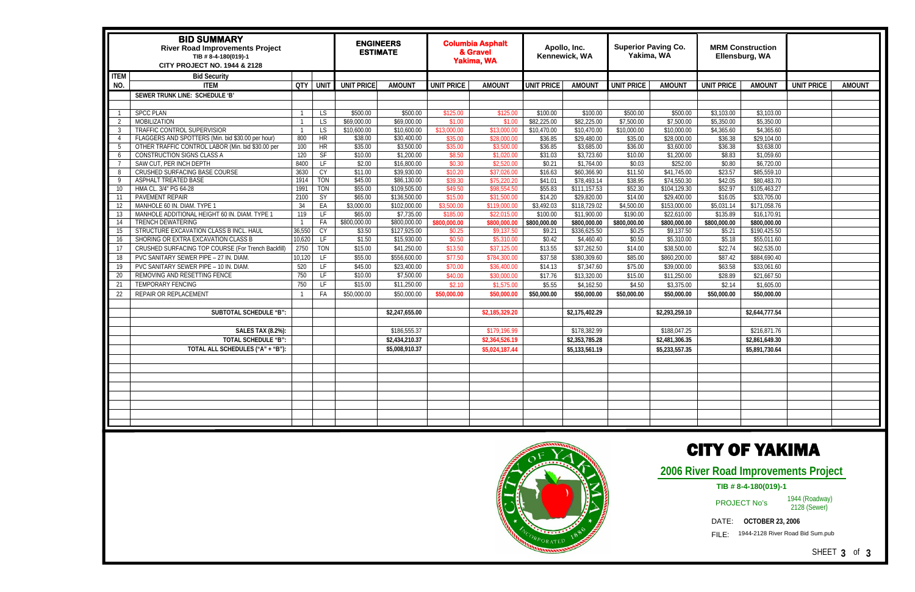| BID SUMMARY<br>River Road Improvements Project<br>TIB # 8-4-180(019)-1<br>CITY PROJECT NO. 1944 & 2128 | | | | ENGINEERS ESTIMATE | | Columbia Asphalt & Gravel<br>Yakima, WA | | Apollo, Inc.<br>Kennewick, WA | | Superior Paving Co.<br>Yakima, WA | | MRM Construction<br>Ellensburg, WA | | | |
|---|---|---|---|---|---|---|---|---|---|---|---|---|---|---|---|
| ITEM | Bid Security | | | | | | | | | | | | | | |
| NO. | ITEM | QTY | UNIT | UNIT PRICE | AMOUNT | UNIT PRICE | AMOUNT | UNIT PRICE | AMOUNT | UNIT PRICE | AMOUNT | UNIT PRICE | AMOUNT | UNIT PRICE | AMOUNT |
| | SEWER TRUNK LINE: SCHEDULE 'B' | | | | | | | | | | | | | | |
| 1 | SPCC PLAN | 1 | LS | $500.00 | $500.00 | $125.00 | $125.00 | $100.00 | $100.00 | $500.00 | $500.00 | $3,103.00 | $3,103.00 | | |
| 2 | MOBILIZATION | 1 | LS | $69,000.00 | $69,000.00 | $1.00 | $1.00 | $82,225.00 | $82,225.00 | $7,500.00 | $7,500.00 | $5,350.00 | $5,350.00 | | |
| 3 | TRAFFIC CONTROL SUPERVISIOR | 1 | LS | $10,600.00 | $10,600.00 | $13,000.00 | $13,000.00 | $10,470.00 | $10,470.00 | $10,000.00 | $10,000.00 | $4,365.60 | $4,365.60 | | |
| 4 | FLAGGERS AND SPOTTERS (Min. bid $30.00 per hour) | 800 | HR | $38.00 | $30,400.00 | $35.00 | $28,000.00 | $36.85 | $29,480.00 | $35.00 | $28,000.00 | $36.38 | $29,104.00 | | |
| 5 | OTHER TRAFFIC CONTROL LABOR (Min. bid $30.00 per | 100 | HR | $35.00 | $3,500.00 | $35.00 | $3,500.00 | $36.85 | $3,685.00 | $36.00 | $3,600.00 | $36.38 | $3,638.00 | | |
| 6 | CONSTRUCTION SIGNS CLASS A | 120 | SF | $10.00 | $1,200.00 | $8.50 | $1,020.00 | $31.03 | $3,723.60 | $10.00 | $1,200.00 | $8.83 | $1,059.60 | | |
| 7 | SAW CUT, PER INCH DEPTH | 8400 | LF | $2.00 | $16,800.00 | $0.30 | $2,520.00 | $0.21 | $1,764.00 | $0.03 | $252.00 | $0.80 | $6,720.00 | | |
| 8 | CRUSHED SURFACING BASE COURSE | 3630 | CY | $11.00 | $39,930.00 | $10.20 | $37,026.00 | $16.63 | $60,366.90 | $11.50 | $41,745.00 | $23.57 | $85,559.10 | | |
| 9 | ASPHALT TREATED BASE | 1914 | TON | $45.00 | $86,130.00 | $39.30 | $75,220.20 | $41.01 | $78,493.14 | $38.95 | $74,550.30 | $42.05 | $80,483.70 | | |
| 10 | HMA CL. 3/4" PG 64-28 | 1991 | TON | $55.00 | $109,505.00 | $49.50 | $98,554.50 | $55.83 | $111,157.53 | $52.30 | $104,129.30 | $52.97 | $105,463.27 | | |
| 11 | PAVEMENT REPAIR | 2100 | SY | $65.00 | $136,500.00 | $15.00 | $31,500.00 | $14.20 | $29,820.00 | $14.00 | $29,400.00 | $16.05 | $33,705.00 | | |
| 12 | MANHOLE 60 IN. DIAM. TYPE 1 | 34 | EA | $3,000.00 | $102,000.00 | $3,500.00 | $119,000.00 | $3,492.03 | $118,729.02 | $4,500.00 | $153,000.00 | $5,031.14 | $171,058.76 | | |
| 13 | MANHOLE ADDITIONAL HEIGHT 60 IN. DIAM. TYPE 1 | 119 | LF | $65.00 | $7,735.00 | $185.00 | $22,015.00 | $100.00 | $11,900.00 | $190.00 | $22,610.00 | $135.89 | $16,170.91 | | |
| 14 | TRENCH DEWATERING | 1 | FA | $800,000.00 | $800,000.00 | $800,000.00 | $800,000.00 | $800,000.00 | $800,000.00 | $800,000.00 | $800,000.00 | $800,000.00 | $800,000.00 | | |
| 15 | STRUCTURE EXCAVATION CLASS B INCL. HAUL | 36,550 | CY | $3.50 | $127,925.00 | $0.25 | $9,137.50 | $9.21 | $336,625.50 | $0.25 | $9,137.50 | $5.21 | $190,425.50 | | |
| 16 | SHORING OR EXTRA EXCAVATION CLASS B | 10,620 | LF | $1.50 | $15,930.00 | $0.50 | $5,310.00 | $0.42 | $4,460.40 | $0.50 | $5,310.00 | $5.18 | $55,011.60 | | |
| 17 | CRUSHED SURFACING TOP COURSE (For Trench Backfill) | 2750 | TON | $15.00 | $41,250.00 | $13.50 | $37,125.00 | $13.55 | $37,262.50 | $14.00 | $38,500.00 | $22.74 | $62,535.00 | | |
| 18 | PVC SANITARY SEWER PIPE – 27 IN. DIAM. | 10,120 | LF | $55.00 | $556,600.00 | $77.50 | $784,300.00 | $37.58 | $380,309.60 | $85.00 | $860,200.00 | $87.42 | $884,690.40 | | |
| 19 | PVC SANITARY SEWER PIPE – 10 IN. DIAM. | 520 | LF | $45.00 | $23,400.00 | $70.00 | $36,400.00 | $14.13 | $7,347.60 | $75.00 | $39,000.00 | $63.58 | $33,061.60 | | |
| 20 | REMOVING AND RESETTING FENCE | 750 | LF | $10.00 | $7,500.00 | $40.00 | $30,000.00 | $17.76 | $13,320.00 | $15.00 | $11,250.00 | $28.89 | $21,667.50 | | |
| 21 | TEMPORARY FENCING | 750 | LF | $15.00 | $11,250.00 | $2.10 | $1,575.00 | $5.55 | $4,162.50 | $4.50 | $3,375.00 | $2.14 | $1,605.00 | | |
| 22 | REPAIR OR REPLACEMENT | 1 | FA | $50,000.00 | $50,000.00 | $50,000.00 | $50,000.00 | $50,000.00 | $50,000.00 | $50,000.00 | $50,000.00 | $50,000.00 | $50,000.00 | | |
| | SUBTOTAL SCHEDULE "B": | | | | $2,247,655.00 | | $2,185,329.20 | | $2,175,402.29 | | $2,293,259.10 | | $2,644,777.54 | | |
| | SALES TAX (8.2%): | | | | $186,555.37 | | $179,196.99 | | $178,382.99 | | $188,047.25 | | $216,871.76 | | |
| | TOTAL SCHEDULE "B": | | | | $2,434,210.37 | | $2,364,526.19 | | $2,353,785.28 | | $2,481,306.35 | | $2,861,649.30 | | |
| | TOTAL ALL SCHEDULES ("A" + "B"): | | | | $5,008,910.37 | | $5,024,187.44 | | $5,133,561.19 | | $5,233,557.35 | | $5,891,730.64 | | |

# CITY OF YAKIMA

## 2006 River Road Improvements Project

**TIB # 8-4-180(019)-1**

PROJECT No's 1944 (Roadway) 2128 (Sewer)

DATE: **OCTOBER 23, 2006**

FILE: 1944-2128 River Road Bid Sum.pub

SHEET **3** of **3**